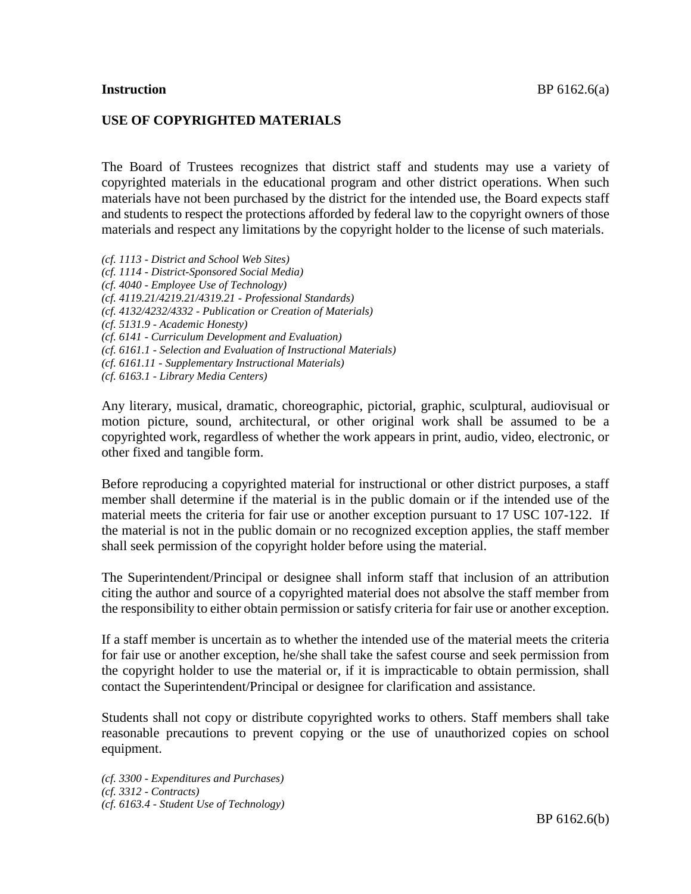**Instruction** BP 6162.6(a)

## USE OF COPYRIGHTED MATERIALS

The Board of Trustees recognizes that district staff and students may use a variety of copyrighted materials in the educational program and other district operations. When such materials have not been purchased by the district for the intended use, the Board expects staff and students to respect the protections afforded by federal law to the copyright owners of those materials and respect any limitations by the copyright holder to the license of such materials.

*(cf. 1113 - District and School Web Sites)*
*(cf. 1114 - District-Sponsored Social Media)*
*(cf. 4040 - Employee Use of Technology)*
*(cf. 4119.21/4219.21/4319.21 - Professional Standards)*
*(cf. 4132/4232/4332 - Publication or Creation of Materials)*
*(cf. 5131.9 - Academic Honesty)*
*(cf. 6141 - Curriculum Development and Evaluation)*
*(cf. 6161.1 - Selection and Evaluation of Instructional Materials)*
*(cf. 6161.11 - Supplementary Instructional Materials)*
*(cf. 6163.1 - Library Media Centers)*

Any literary, musical, dramatic, choreographic, pictorial, graphic, sculptural, audiovisual or motion picture, sound, architectural, or other original work shall be assumed to be a copyrighted work, regardless of whether the work appears in print, audio, video, electronic, or other fixed and tangible form.

Before reproducing a copyrighted material for instructional or other district purposes, a staff member shall determine if the material is in the public domain or if the intended use of the material meets the criteria for fair use or another exception pursuant to 17 USC 107-122. If the material is not in the public domain or no recognized exception applies, the staff member shall seek permission of the copyright holder before using the material.

The Superintendent/Principal or designee shall inform staff that inclusion of an attribution citing the author and source of a copyrighted material does not absolve the staff member from the responsibility to either obtain permission or satisfy criteria for fair use or another exception.

If a staff member is uncertain as to whether the intended use of the material meets the criteria for fair use or another exception, he/she shall take the safest course and seek permission from the copyright holder to use the material or, if it is impracticable to obtain permission, shall contact the Superintendent/Principal or designee for clarification and assistance.

Students shall not copy or distribute copyrighted works to others. Staff members shall take reasonable precautions to prevent copying or the use of unauthorized copies on school equipment.

*(cf. 3300 - Expenditures and Purchases)*
*(cf. 3312 - Contracts)*
*(cf. 6163.4 - Student Use of Technology)*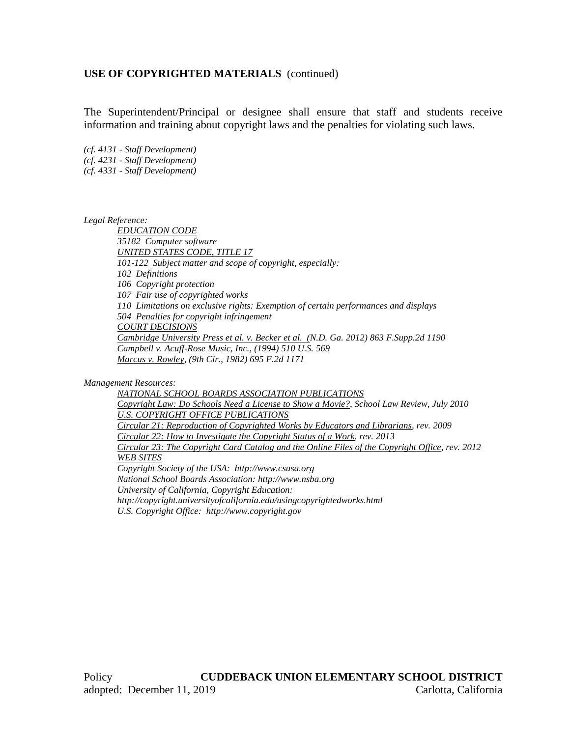**USE OF COPYRIGHTED MATERIALS** (continued)

The Superintendent/Principal or designee shall ensure that staff and students receive information and training about copyright laws and the penalties for violating such laws.

*(cf. 4131 - Staff Development)*
*(cf. 4231 - Staff Development)*
*(cf. 4331 - Staff Development)*

*Legal Reference:*

*EDUCATION CODE*
*35182 Computer software*
*UNITED STATES CODE, TITLE 17*
*101-122 Subject matter and scope of copyright, especially:*
*102 Definitions*
*106 Copyright protection*
*107 Fair use of copyrighted works*
*110 Limitations on exclusive rights: Exemption of certain performances and displays*
*504 Penalties for copyright infringement*
*COURT DECISIONS*
*Cambridge University Press et al. v. Becker et al. (N.D. Ga. 2012) 863 F.Supp.2d 1190*
*Campbell v. Acuff-Rose Music, Inc., (1994) 510 U.S. 569*
*Marcus v. Rowley, (9th Cir., 1982) 695 F.2d 1171*

*Management Resources:*

*NATIONAL SCHOOL BOARDS ASSOCIATION PUBLICATIONS*
*Copyright Law: Do Schools Need a License to Show a Movie?, School Law Review, July 2010*
*U.S. COPYRIGHT OFFICE PUBLICATIONS*
*Circular 21: Reproduction of Copyrighted Works by Educators and Librarians, rev. 2009*
*Circular 22: How to Investigate the Copyright Status of a Work, rev. 2013*
*Circular 23: The Copyright Card Catalog and the Online Files of the Copyright Office, rev. 2012*
*WEB SITES*
*Copyright Society of the USA: http://www.csusa.org*
*National School Boards Association: http://www.nsba.org*
*University of California, Copyright Education:*
*http://copyright.universityofcalifornia.edu/usingcopyrightedworks.html*
*U.S. Copyright Office: http://www.copyright.gov*

Policy **CUDDEBACK UNION ELEMENTARY SCHOOL DISTRICT**
adopted: December 11, 2019 Carlotta, California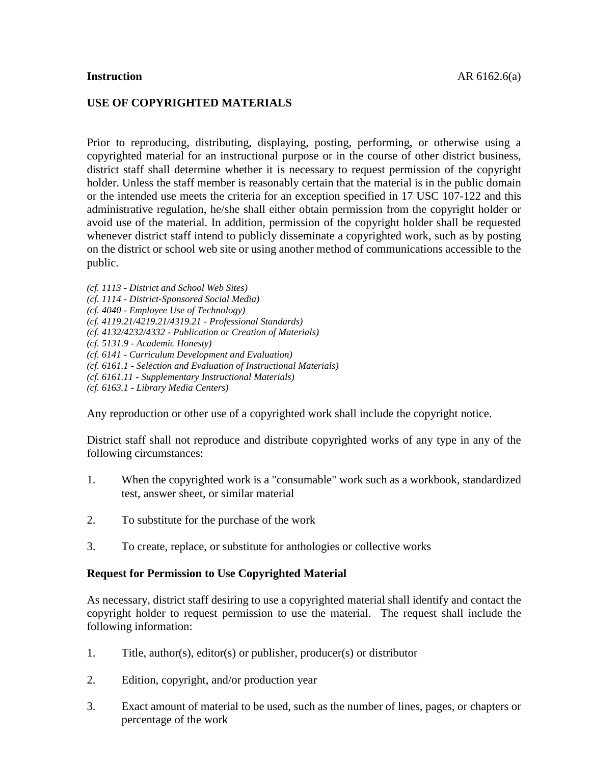**Instruction**

**USE OF COPYRIGHTED MATERIALS**

Prior to reproducing, distributing, displaying, posting, performing, or otherwise using a copyrighted material for an instructional purpose or in the course of other district business, district staff shall determine whether it is necessary to request permission of the copyright holder. Unless the staff member is reasonably certain that the material is in the public domain or the intended use meets the criteria for an exception specified in 17 USC 107-122 and this administrative regulation, he/she shall either obtain permission from the copyright holder or avoid use of the material. In addition, permission of the copyright holder shall be requested whenever district staff intend to publicly disseminate a copyrighted work, such as by posting on the district or school web site or using another method of communications accessible to the public.

*(cf. 1113 - District and School Web Sites)*
*(cf. 1114 - District-Sponsored Social Media)*
*(cf. 4040 - Employee Use of Technology)*
*(cf. 4119.21/4219.21/4319.21 - Professional Standards)*
*(cf. 4132/4232/4332 - Publication or Creation of Materials)*
*(cf. 5131.9 - Academic Honesty)*
*(cf. 6141 - Curriculum Development and Evaluation)*
*(cf. 6161.1 - Selection and Evaluation of Instructional Materials)*
*(cf. 6161.11 - Supplementary Instructional Materials)*
*(cf. 6163.1 - Library Media Centers)*

Any reproduction or other use of a copyrighted work shall include the copyright notice.

District staff shall not reproduce and distribute copyrighted works of any type in any of the following circumstances:

1. When the copyrighted work is a "consumable" work such as a workbook, standardized test, answer sheet, or similar material

2. To substitute for the purchase of the work

3. To create, replace, or substitute for anthologies or collective works

**Request for Permission to Use Copyrighted Material**

As necessary, district staff desiring to use a copyrighted material shall identify and contact the copyright holder to request permission to use the material. The request shall include the following information:

1. Title, author(s), editor(s) or publisher, producer(s) or distributor

2. Edition, copyright, and/or production year

3. Exact amount of material to be used, such as the number of lines, pages, or chapters or percentage of the work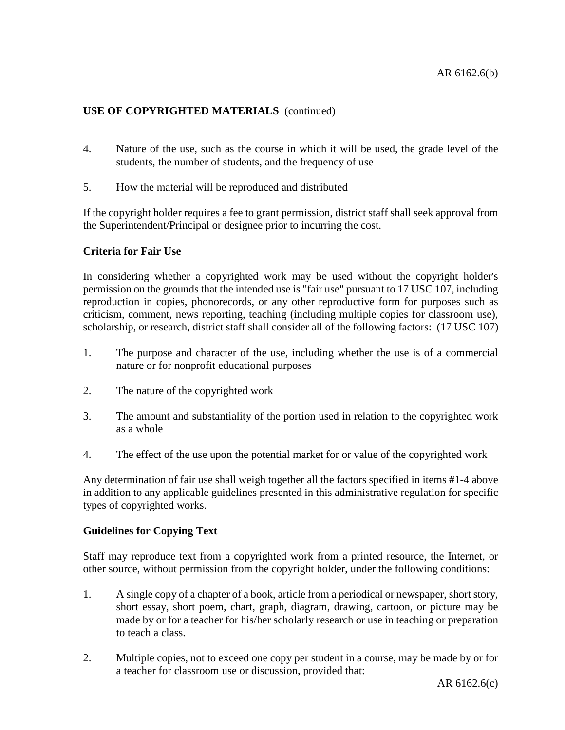**USE OF COPYRIGHTED MATERIALS** (continued)

4. Nature of the use, such as the course in which it will be used, the grade level of the students, the number of students, and the frequency of use

5. How the material will be reproduced and distributed

If the copyright holder requires a fee to grant permission, district staff shall seek approval from the Superintendent/Principal or designee prior to incurring the cost.

**Criteria for Fair Use**

In considering whether a copyrighted work may be used without the copyright holder's permission on the grounds that the intended use is "fair use" pursuant to 17 USC 107, including reproduction in copies, phonorecords, or any other reproductive form for purposes such as criticism, comment, news reporting, teaching (including multiple copies for classroom use), scholarship, or research, district staff shall consider all of the following factors: (17 USC 107)

1. The purpose and character of the use, including whether the use is of a commercial nature or for nonprofit educational purposes

2. The nature of the copyrighted work

3. The amount and substantiality of the portion used in relation to the copyrighted work as a whole

4. The effect of the use upon the potential market for or value of the copyrighted work

Any determination of fair use shall weigh together all the factors specified in items #1-4 above in addition to any applicable guidelines presented in this administrative regulation for specific types of copyrighted works.

**Guidelines for Copying Text**

Staff may reproduce text from a copyrighted work from a printed resource, the Internet, or other source, without permission from the copyright holder, under the following conditions:

1. A single copy of a chapter of a book, article from a periodical or newspaper, short story, short essay, short poem, chart, graph, diagram, drawing, cartoon, or picture may be made by or for a teacher for his/her scholarly research or use in teaching or preparation to teach a class.

2. Multiple copies, not to exceed one copy per student in a course, may be made by or for a teacher for classroom use or discussion, provided that: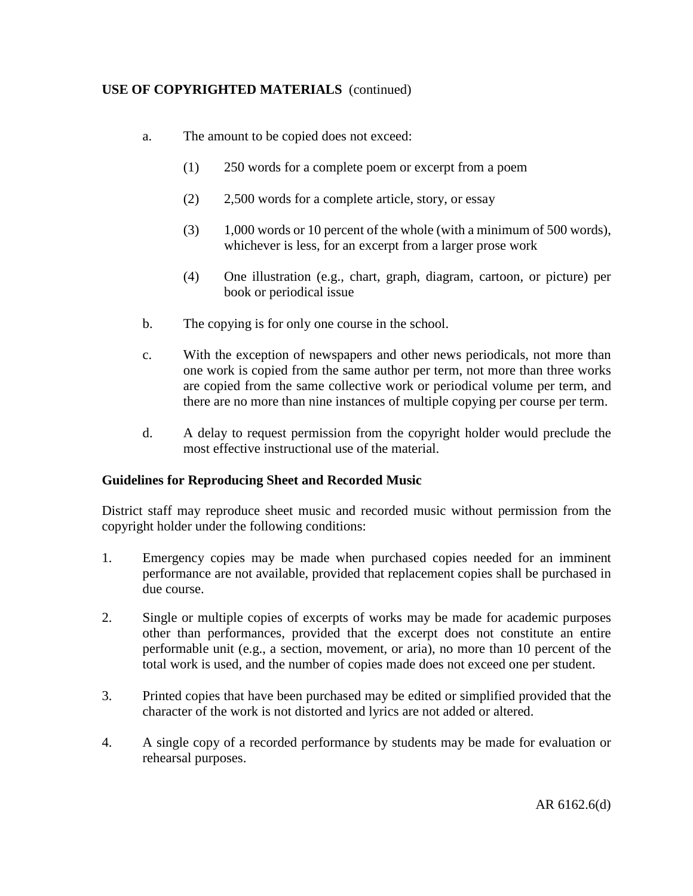a. The amount to be copied does not exceed:

   (1) 250 words for a complete poem or excerpt from a poem

   (2) 2,500 words for a complete article, story, or essay

   (3) 1,000 words or 10 percent of the whole (with a minimum of 500 words), whichever is less, for an excerpt from a larger prose work

   (4) One illustration (e.g., chart, graph, diagram, cartoon, or picture) per book or periodical issue

b. The copying is for only one course in the school.

c. With the exception of newspapers and other news periodicals, not more than one work is copied from the same author per term, not more than three works are copied from the same collective work or periodical volume per term, and there are no more than nine instances of multiple copying per course per term.

d. A delay to request permission from the copyright holder would preclude the most effective instructional use of the material.

**Guidelines for Reproducing Sheet and Recorded Music**

District staff may reproduce sheet music and recorded music without permission from the copyright holder under the following conditions:

1. Emergency copies may be made when purchased copies needed for an imminent performance are not available, provided that replacement copies shall be purchased in due course.

2. Single or multiple copies of excerpts of works may be made for academic purposes other than performances, provided that the excerpt does not constitute an entire performable unit (e.g., a section, movement, or aria), no more than 10 percent of the total work is used, and the number of copies made does not exceed one per student.

3. Printed copies that have been purchased may be edited or simplified provided that the character of the work is not distorted and lyrics are not added or altered.

4. A single copy of a recorded performance by students may be made for evaluation or rehearsal purposes.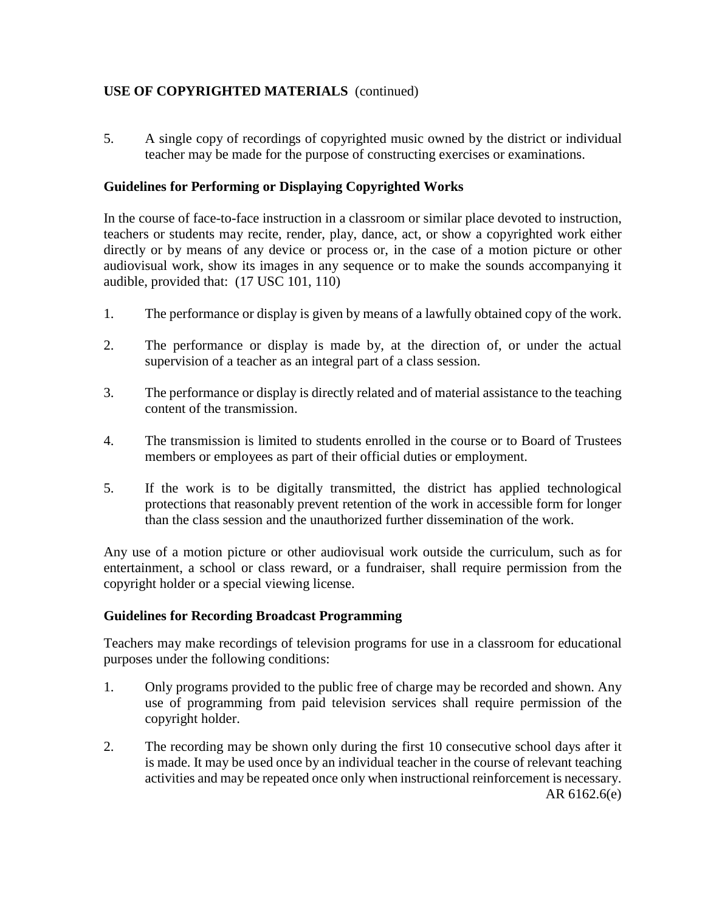**USE OF COPYRIGHTED MATERIALS** (continued)

5. A single copy of recordings of copyrighted music owned by the district or individual teacher may be made for the purpose of constructing exercises or examinations.

**Guidelines for Performing or Displaying Copyrighted Works**

In the course of face-to-face instruction in a classroom or similar place devoted to instruction, teachers or students may recite, render, play, dance, act, or show a copyrighted work either directly or by means of any device or process or, in the case of a motion picture or other audiovisual work, show its images in any sequence or to make the sounds accompanying it audible, provided that: (17 USC 101, 110)

1. The performance or display is given by means of a lawfully obtained copy of the work.

2. The performance or display is made by, at the direction of, or under the actual supervision of a teacher as an integral part of a class session.

3. The performance or display is directly related and of material assistance to the teaching content of the transmission.

4. The transmission is limited to students enrolled in the course or to Board of Trustees members or employees as part of their official duties or employment.

5. If the work is to be digitally transmitted, the district has applied technological protections that reasonably prevent retention of the work in accessible form for longer than the class session and the unauthorized further dissemination of the work.

Any use of a motion picture or other audiovisual work outside the curriculum, such as for entertainment, a school or class reward, or a fundraiser, shall require permission from the copyright holder or a special viewing license.

**Guidelines for Recording Broadcast Programming**

Teachers may make recordings of television programs for use in a classroom for educational purposes under the following conditions:

1. Only programs provided to the public free of charge may be recorded and shown. Any use of programming from paid television services shall require permission of the copyright holder.

2. The recording may be shown only during the first 10 consecutive school days after it is made. It may be used once by an individual teacher in the course of relevant teaching activities and may be repeated once only when instructional reinforcement is necessary.

AR 6162.6(e)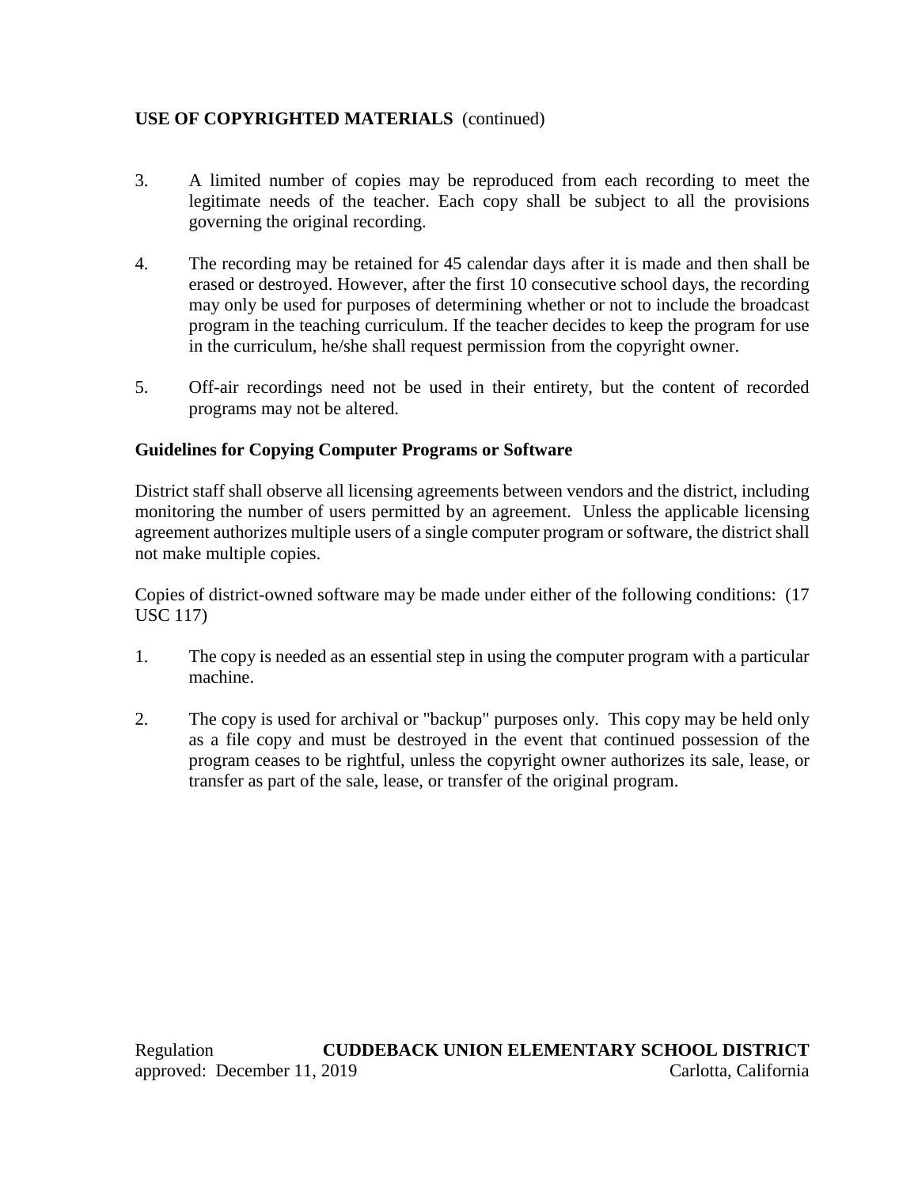3. A limited number of copies may be reproduced from each recording to meet the legitimate needs of the teacher. Each copy shall be subject to all the provisions governing the original recording.

4. The recording may be retained for 45 calendar days after it is made and then shall be erased or destroyed. However, after the first 10 consecutive school days, the recording may only be used for purposes of determining whether or not to include the broadcast program in the teaching curriculum. If the teacher decides to keep the program for use in the curriculum, he/she shall request permission from the copyright owner.

5. Off-air recordings need not be used in their entirety, but the content of recorded programs may not be altered.

**Guidelines for Copying Computer Programs or Software**

District staff shall observe all licensing agreements between vendors and the district, including monitoring the number of users permitted by an agreement. Unless the applicable licensing agreement authorizes multiple users of a single computer program or software, the district shall not make multiple copies.

Copies of district-owned software may be made under either of the following conditions: (17 USC 117)

1. The copy is needed as an essential step in using the computer program with a particular machine.

2. The copy is used for archival or "backup" purposes only. This copy may be held only as a file copy and must be destroyed in the event that continued possession of the program ceases to be rightful, unless the copyright owner authorizes its sale, lease, or transfer as part of the sale, lease, or transfer of the original program.

Regulation approved: December 11, 2019

**CUDDEBACK UNION ELEMENTARY SCHOOL DISTRICT**
Carlotta, California